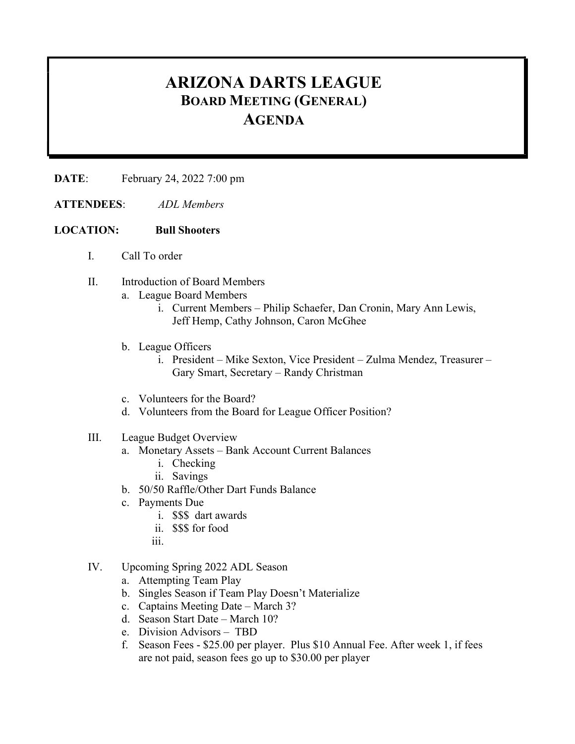# ARIZONA DARTS LEAGUE
## BOARD MEETING (GENERAL)
## AGENDA

**DATE**: February 24, 2022 7:00 pm

**ATTENDEES**: *ADL Members*

**LOCATION: Bull Shooters**

I. Call To order

II. Introduction of Board Members
   a. League Board Members
      i. Current Members – Philip Schaefer, Dan Cronin, Mary Ann Lewis, Jeff Hemp, Cathy Johnson, Caron McGhee
   b. League Officers
      i. President – Mike Sexton, Vice President – Zulma Mendez, Treasurer – Gary Smart, Secretary – Randy Christman
   c. Volunteers for the Board?
   d. Volunteers from the Board for League Officer Position?

III. League Budget Overview
   a. Monetary Assets – Bank Account Current Balances
      i. Checking
      ii. Savings
   b. 50/50 Raffle/Other Dart Funds Balance
   c. Payments Due
      i. $$$ dart awards
      ii. $$$ for food
      iii.

IV. Upcoming Spring 2022 ADL Season
   a. Attempting Team Play
   b. Singles Season if Team Play Doesn't Materialize
   c. Captains Meeting Date – March 3?
   d. Season Start Date – March 10?
   e. Division Advisors – TBD
   f. Season Fees - $25.00 per player. Plus $10 Annual Fee. After week 1, if fees are not paid, season fees go up to $30.00 per player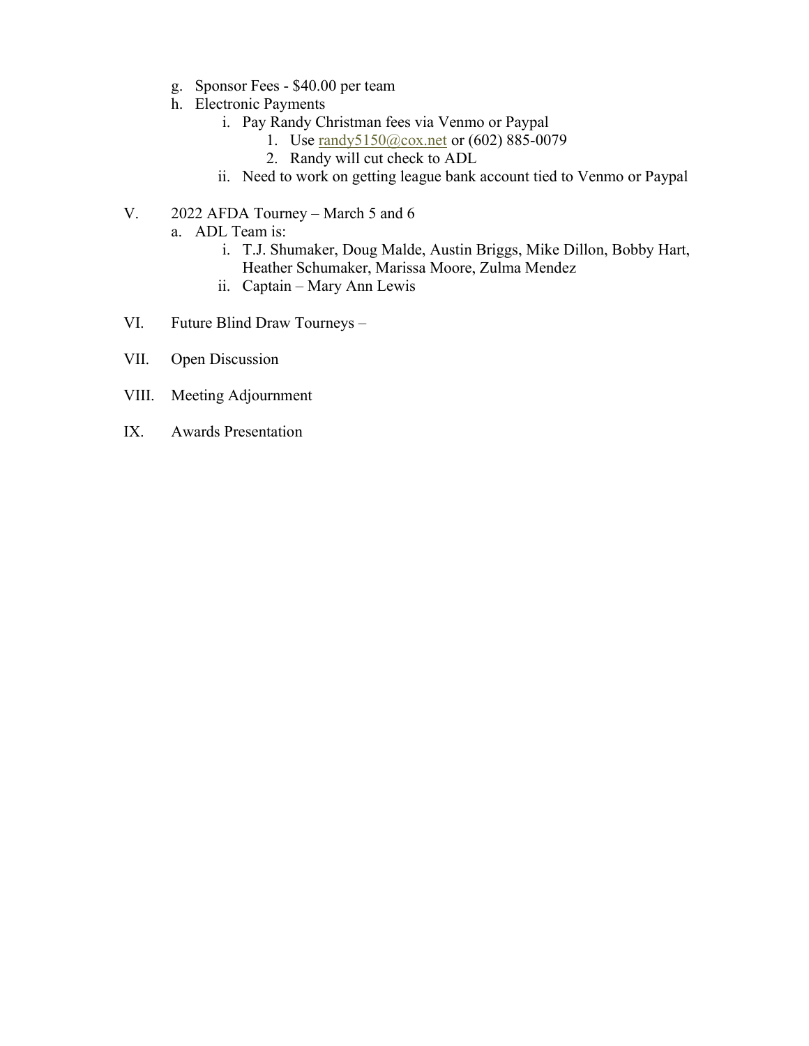g. Sponsor Fees - $40.00 per team

h. Electronic Payments

   i. Pay Randy Christman fees via Venmo or Paypal

      1. Use randy5150@cox.net or (602) 885-0079
      2. Randy will cut check to ADL

   ii. Need to work on getting league bank account tied to Venmo or Paypal

V. 2022 AFDA Tourney – March 5 and 6

   a. ADL Team is:

      i. T.J. Shumaker, Doug Malde, Austin Briggs, Mike Dillon, Bobby Hart, Heather Schumaker, Marissa Moore, Zulma Mendez

      ii. Captain – Mary Ann Lewis

VI. Future Blind Draw Tourneys –

VII. Open Discussion

VIII. Meeting Adjournment

IX. Awards Presentation